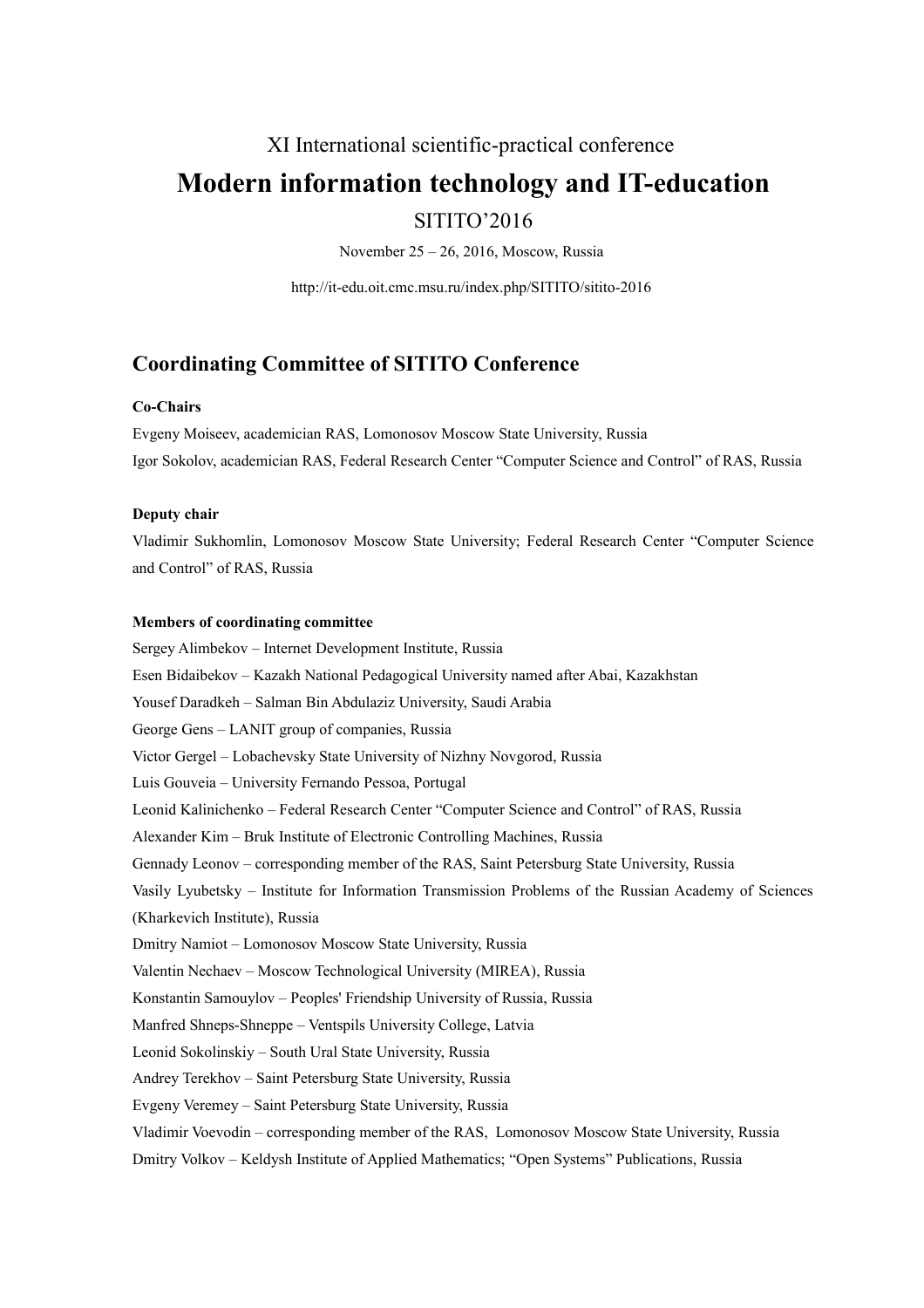XI International scientific-practical conference

# Modern information technology and IT-education

SITITO'2016

November 25 – 26, 2016, Moscow, Russia

http://it-edu.oit.cmc.msu.ru/index.php/SITITO/sitito-2016

## Coordinating Committee of SITITO Conference

**Co-Chairs**

Evgeny Moiseev, academician RAS, Lomonosov Moscow State University, Russia

Igor Sokolov, academician RAS, Federal Research Center "Computer Science and Control" of RAS, Russia

**Deputy chair**

Vladimir Sukhomlin, Lomonosov Moscow State University; Federal Research Center "Computer Science and Control" of RAS, Russia

**Members of coordinating committee**

Sergey Alimbekov – Internet Development Institute, Russia

Esen Bidaibekov – Kazakh National Pedagogical University named after Abai, Kazakhstan

Yousef Daradkeh – Salman Bin Abdulaziz University, Saudi Arabia

George Gens – LANIT group of companies, Russia

Victor Gergel – Lobachevsky State University of Nizhny Novgorod, Russia

Luis Gouveia – University Fernando Pessoa, Portugal

Leonid Kalinichenko – Federal Research Center "Computer Science and Control" of RAS, Russia

Alexander Kim – Bruk Institute of Electronic Controlling Machines, Russia

Gennady Leonov – corresponding member of the RAS, Saint Petersburg State University, Russia

Vasily Lyubetsky – Institute for Information Transmission Problems of the Russian Academy of Sciences (Kharkevich Institute), Russia

Dmitry Namiot – Lomonosov Moscow State University, Russia

Valentin Nechaev – Moscow Technological University (MIREA), Russia

Konstantin Samouylov – Peoples' Friendship University of Russia, Russia

Manfred Shneps-Shneppe – Ventspils University College, Latvia

Leonid Sokolinskiy – South Ural State University, Russia

Andrey Terekhov – Saint Petersburg State University, Russia

Evgeny Veremey – Saint Petersburg State University, Russia

Vladimir Voevodin – corresponding member of the RAS, Lomonosov Moscow State University, Russia

Dmitry Volkov – Keldysh Institute of Applied Mathematics; "Open Systems" Publications, Russia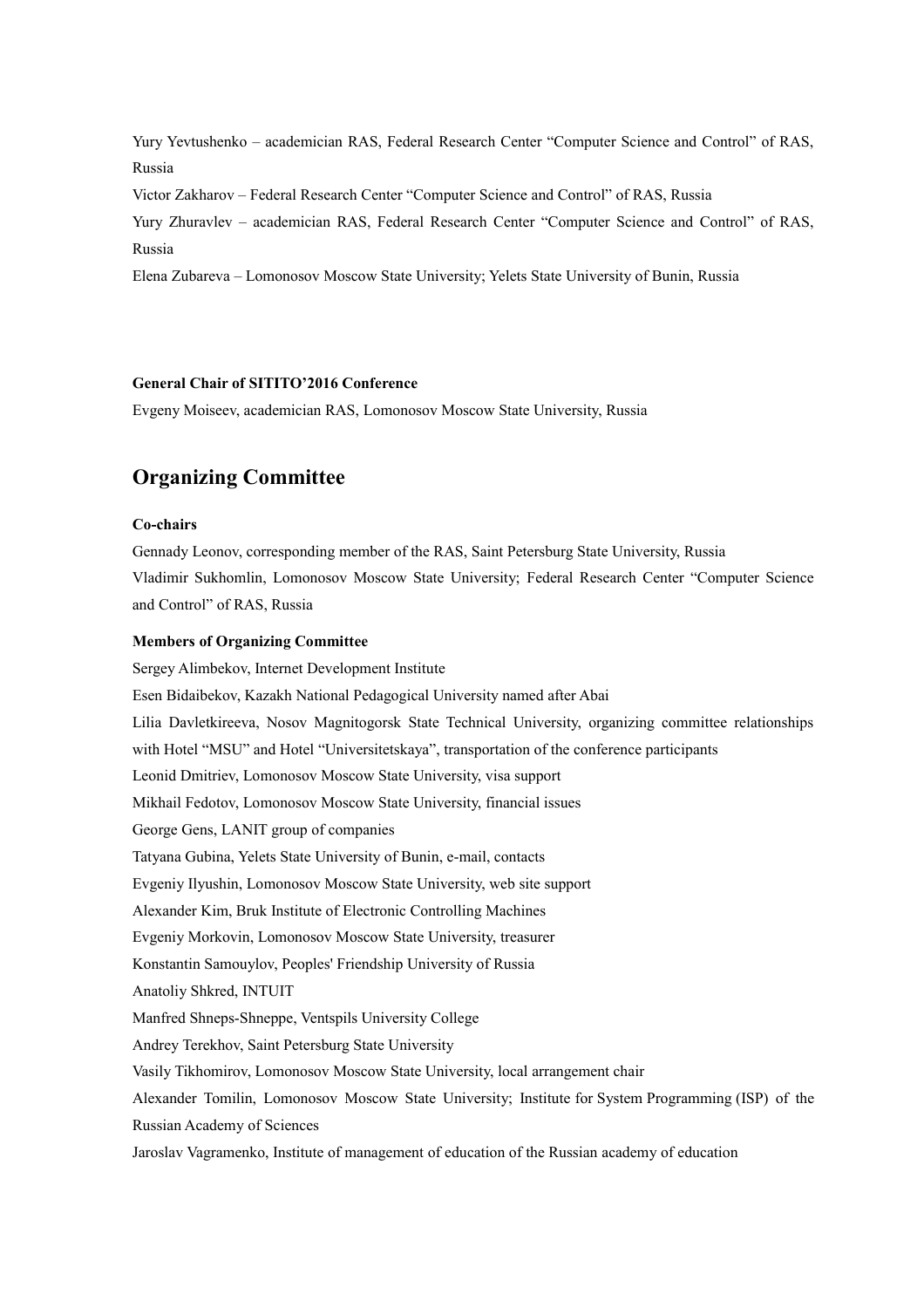Yury Yevtushenko – academician RAS, Federal Research Center "Computer Science and Control" of RAS, Russia

Victor Zakharov – Federal Research Center "Computer Science and Control" of RAS, Russia

Yury Zhuravlev – academician RAS, Federal Research Center "Computer Science and Control" of RAS, Russia

Elena Zubareva – Lomonosov Moscow State University; Yelets State University of Bunin, Russia

**General Chair of SITITO'2016 Conference**

Evgeny Moiseev, academician RAS, Lomonosov Moscow State University, Russia

## Organizing Committee

**Co-chairs**

Gennady Leonov, corresponding member of the RAS, Saint Petersburg State University, Russia

Vladimir Sukhomlin, Lomonosov Moscow State University; Federal Research Center "Computer Science and Control" of RAS, Russia

**Members of Organizing Committee**

Sergey Alimbekov, Internet Development Institute

Esen Bidaibekov, Kazakh National Pedagogical University named after Abai

Lilia Davletkireeva, Nosov Magnitogorsk State Technical University, organizing committee relationships with Hotel "MSU" and Hotel "Universitetskaya", transportation of the conference participants

Leonid Dmitriev, Lomonosov Moscow State University, visa support

Mikhail Fedotov, Lomonosov Moscow State University, financial issues

George Gens, LANIT group of companies

Tatyana Gubina, Yelets State University of Bunin, e-mail, contacts

Evgeniy Ilyushin, Lomonosov Moscow State University, web site support

Alexander Kim, Bruk Institute of Electronic Controlling Machines

Evgeniy Morkovin, Lomonosov Moscow State University, treasurer

Konstantin Samouylov, Peoples' Friendship University of Russia

Anatoliy Shkred, INTUIT

Manfred Shneps-Shneppe, Ventspils University College

Andrey Terekhov, Saint Petersburg State University

Vasily Tikhomirov, Lomonosov Moscow State University, local arrangement chair

Alexander Tomilin, Lomonosov Moscow State University; Institute for System Programming (ISP) of the Russian Academy of Sciences

Jaroslav Vagramenko, Institute of management of education of the Russian academy of education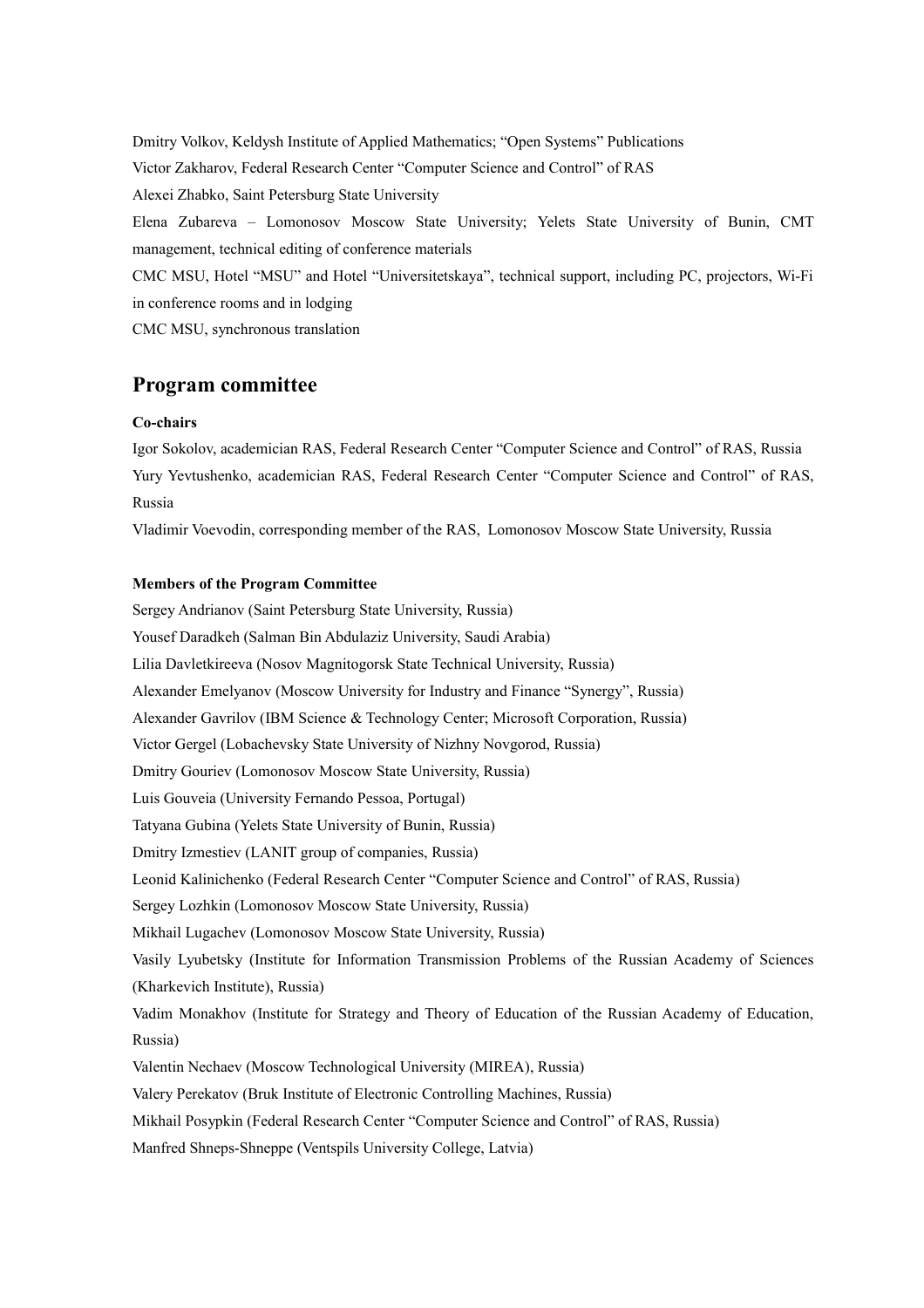Dmitry Volkov, Keldysh Institute of Applied Mathematics; “Open Systems” Publications

Victor Zakharov, Federal Research Center “Computer Science and Control” of RAS

Alexei Zhabko, Saint Petersburg State University

Elena Zubareva – Lomonosov Moscow State University; Yelets State University of Bunin, CMT management, technical editing of conference materials

CMC MSU, Hotel “MSU” and Hotel “Universitetskaya”, technical support, including PC, projectors, Wi-Fi in conference rooms and in lodging

CMC MSU, synchronous translation

## Program committee

**Co-chairs**

Igor Sokolov, academician RAS, Federal Research Center “Computer Science and Control” of RAS, Russia

Yury Yevtushenko, academician RAS, Federal Research Center “Computer Science and Control” of RAS, Russia

Vladimir Voevodin, corresponding member of the RAS, Lomonosov Moscow State University, Russia

**Members of the Program Committee**

Sergey Andrianov (Saint Petersburg State University, Russia)

Yousef Daradkeh (Salman Bin Abdulaziz University, Saudi Arabia)

Lilia Davletkireeva (Nosov Magnitogorsk State Technical University, Russia)

Alexander Emelyanov (Moscow University for Industry and Finance “Synergy”, Russia)

Alexander Gavrilov (IBM Science & Technology Center; Microsoft Corporation, Russia)

Victor Gergel (Lobachevsky State University of Nizhny Novgorod, Russia)

Dmitry Gouriev (Lomonosov Moscow State University, Russia)

Luis Gouveia (University Fernando Pessoa, Portugal)

Tatyana Gubina (Yelets State University of Bunin, Russia)

Dmitry Izmestiev (LANIT group of companies, Russia)

Leonid Kalinichenko (Federal Research Center “Computer Science and Control” of RAS, Russia)

Sergey Lozhkin (Lomonosov Moscow State University, Russia)

Mikhail Lugachev (Lomonosov Moscow State University, Russia)

Vasily Lyubetsky (Institute for Information Transmission Problems of the Russian Academy of Sciences (Kharkevich Institute), Russia)

Vadim Monakhov (Institute for Strategy and Theory of Education of the Russian Academy of Education, Russia)

Valentin Nechaev (Moscow Technological University (MIREA), Russia)

Valery Perekatov (Bruk Institute of Electronic Controlling Machines, Russia)

Mikhail Posypkin (Federal Research Center “Computer Science and Control” of RAS, Russia)

Manfred Shneps-Shneppe (Ventspils University College, Latvia)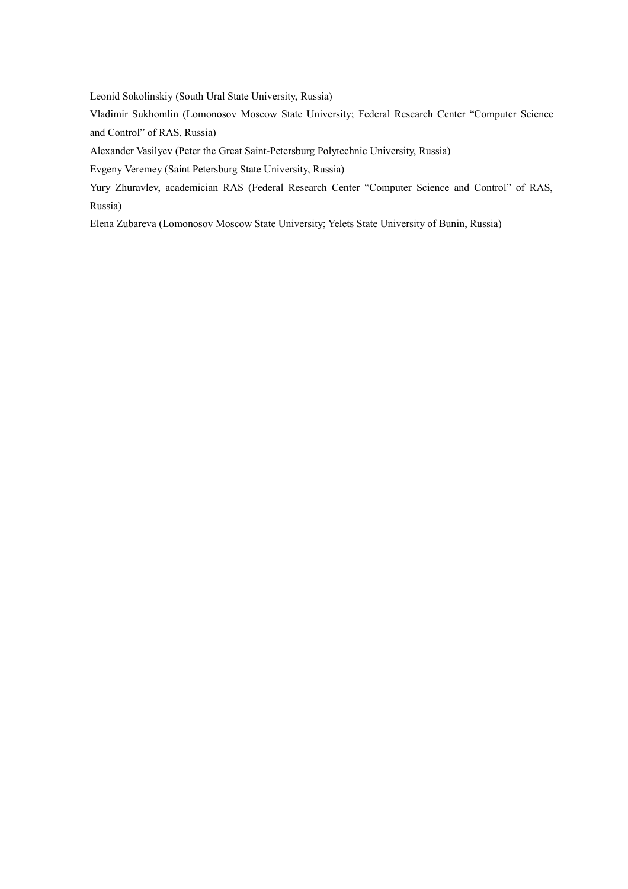Leonid Sokolinskiy (South Ural State University, Russia)

Vladimir Sukhomlin (Lomonosov Moscow State University; Federal Research Center “Computer Science and Control” of RAS, Russia)

Alexander Vasilyev (Peter the Great Saint-Petersburg Polytechnic University, Russia)

Evgeny Veremey (Saint Petersburg State University, Russia)

Yury Zhuravlev, academician RAS (Federal Research Center “Computer Science and Control” of RAS, Russia)

Elena Zubareva (Lomonosov Moscow State University; Yelets State University of Bunin, Russia)